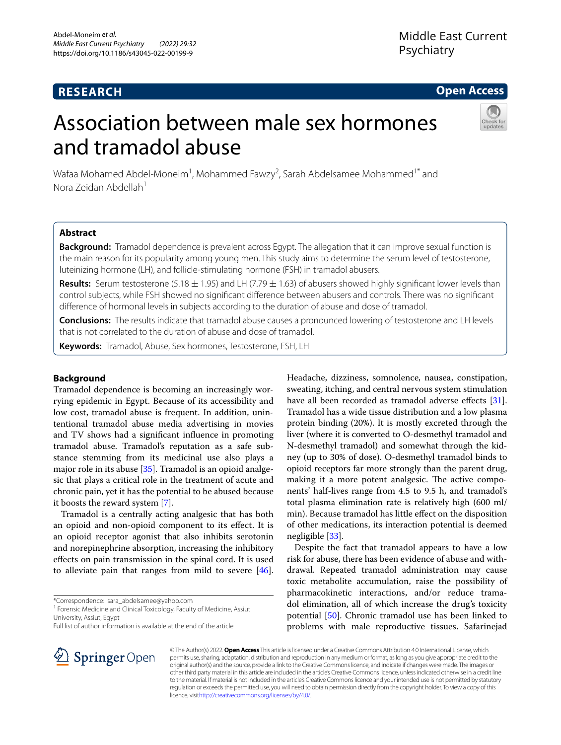RESEARCH

Open Access

# Association between male sex hormones and tramadol abuse

Wafaa Mohamed Abdel-Moneim[1], Mohammed Fawzy[2], Sarah Abdelsamee Mohammed[1*] and Nora Zeidan Abdellah[1]

## Abstract

**Background:** Tramadol dependence is prevalent across Egypt. The allegation that it can improve sexual function is the main reason for its popularity among young men. This study aims to determine the serum level of testosterone, luteinizing hormone (LH), and follicle-stimulating hormone (FSH) in tramadol abusers.

**Results:** Serum testosterone (5.18 ± 1.95) and LH (7.79 ± 1.63) of abusers showed highly significant lower levels than control subjects, while FSH showed no significant difference between abusers and controls. There was no significant difference of hormonal levels in subjects according to the duration of abuse and dose of tramadol.

**Conclusions:** The results indicate that tramadol abuse causes a pronounced lowering of testosterone and LH levels that is not correlated to the duration of abuse and dose of tramadol.

**Keywords:** Tramadol, Abuse, Sex hormones, Testosterone, FSH, LH

## Background

Tramadol dependence is becoming an increasingly worrying epidemic in Egypt. Because of its accessibility and low cost, tramadol abuse is frequent. In addition, unintentional tramadol abuse media advertising in movies and TV shows had a significant influence in promoting tramadol abuse. Tramadol's reputation as a safe substance stemming from its medicinal use also plays a major role in its abuse [35]. Tramadol is an opioid analgesic that plays a critical role in the treatment of acute and chronic pain, yet it has the potential to be abused because it boosts the reward system [7].

Tramadol is a centrally acting analgesic that has both an opioid and non-opioid component to its effect. It is an opioid receptor agonist that also inhibits serotonin and norepinephrine absorption, increasing the inhibitory effects on pain transmission in the spinal cord. It is used to alleviate pain that ranges from mild to severe [46]. Headache, dizziness, somnolence, nausea, constipation, sweating, itching, and central nervous system stimulation have all been recorded as tramadol adverse effects [31]. Tramadol has a wide tissue distribution and a low plasma protein binding (20%). It is mostly excreted through the liver (where it is converted to O-desmethyl tramadol and N-desmethyl tramadol) and somewhat through the kidney (up to 30% of dose). O-desmethyl tramadol binds to opioid receptors far more strongly than the parent drug, making it a more potent analgesic. The active components' half-lives range from 4.5 to 9.5 h, and tramadol's total plasma elimination rate is relatively high (600 ml/min). Because tramadol has little effect on the disposition of other medications, its interaction potential is deemed negligible [33].

Despite the fact that tramadol appears to have a low risk for abuse, there has been evidence of abuse and withdrawal. Repeated tramadol administration may cause toxic metabolite accumulation, raise the possibility of pharmacokinetic interactions, and/or reduce tramadol elimination, all of which increase the drug's toxicity potential [50]. Chronic tramadol use has been linked to problems with male reproductive tissues. Safarinejad

*Correspondence: sara_abdelsamee@yahoo.com
[1] Forensic Medicine and Clinical Toxicology, Faculty of Medicine, Assiut University, Assiut, Egypt
Full list of author information is available at the end of the article

© The Author(s) 2022. **Open Access** This article is licensed under a Creative Commons Attribution 4.0 International License, which permits use, sharing, adaptation, distribution and reproduction in any medium or format, as long as you give appropriate credit to the original author(s) and the source, provide a link to the Creative Commons licence, and indicate if changes were made. The images or other third party material in this article are included in the article's Creative Commons licence, unless indicated otherwise in a credit line to the material. If material is not included in the article's Creative Commons licence and your intended use is not permitted by statutory regulation or exceeds the permitted use, you will need to obtain permission directly from the copyright holder. To view a copy of this licence, visit http://creativecommons.org/licenses/by/4.0/.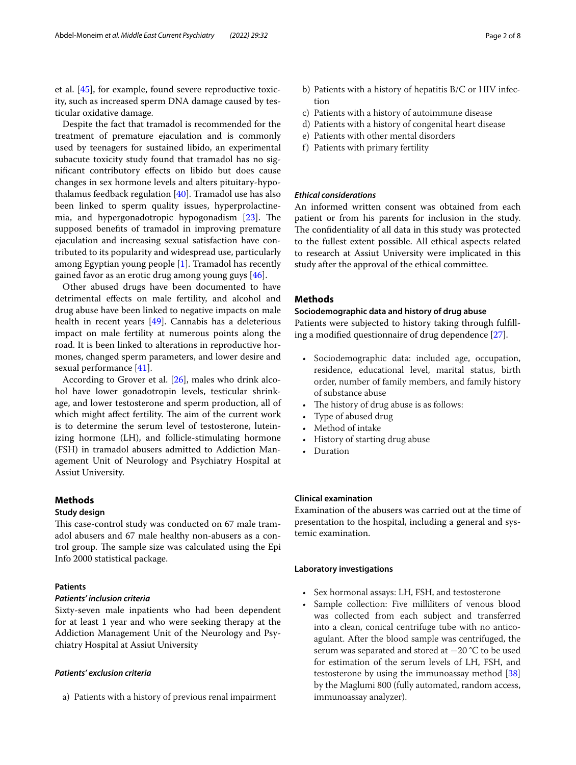et al. [45], for example, found severe reproductive toxicity, such as increased sperm DNA damage caused by testicular oxidative damage.

Despite the fact that tramadol is recommended for the treatment of premature ejaculation and is commonly used by teenagers for sustained libido, an experimental subacute toxicity study found that tramadol has no significant contributory effects on libido but does cause changes in sex hormone levels and alters pituitary-hypothalamus feedback regulation [40]. Tramadol use has also been linked to sperm quality issues, hyperprolactinemia, and hypergonadotropic hypogonadism [23]. The supposed benefits of tramadol in improving premature ejaculation and increasing sexual satisfaction have contributed to its popularity and widespread use, particularly among Egyptian young people [1]. Tramadol has recently gained favor as an erotic drug among young guys [46].

Other abused drugs have been documented to have detrimental effects on male fertility, and alcohol and drug abuse have been linked to negative impacts on male health in recent years [49]. Cannabis has a deleterious impact on male fertility at numerous points along the road. It is been linked to alterations in reproductive hormones, changed sperm parameters, and lower desire and sexual performance [41].

According to Grover et al. [26], males who drink alcohol have lower gonadotropin levels, testicular shrinkage, and lower testosterone and sperm production, all of which might affect fertility. The aim of the current work is to determine the serum level of testosterone, luteinizing hormone (LH), and follicle-stimulating hormone (FSH) in tramadol abusers admitted to Addiction Management Unit of Neurology and Psychiatry Hospital at Assiut University.

## Methods

### Study design

This case-control study was conducted on 67 male tramadol abusers and 67 male healthy non-abusers as a control group. The sample size was calculated using the Epi Info 2000 statistical package.

### Patients

#### *Patients' inclusion criteria*

Sixty-seven male inpatients who had been dependent for at least 1 year and who were seeking therapy at the Addiction Management Unit of the Neurology and Psychiatry Hospital at Assiut University

#### *Patients' exclusion criteria*

a) Patients with a history of previous renal impairment
b) Patients with a history of hepatitis B/C or HIV infection
c) Patients with a history of autoimmune disease
d) Patients with a history of congenital heart disease
e) Patients with other mental disorders
f) Patients with primary fertility

#### *Ethical considerations*

An informed written consent was obtained from each patient or from his parents for inclusion in the study. The confidentiality of all data in this study was protected to the fullest extent possible. All ethical aspects related to research at Assiut University were implicated in this study after the approval of the ethical committee.

## Methods

### Sociodemographic data and history of drug abuse

Patients were subjected to history taking through fulfilling a modified questionnaire of drug dependence [27].

- Sociodemographic data: included age, occupation, residence, educational level, marital status, birth order, number of family members, and family history of substance abuse
- The history of drug abuse is as follows:
- Type of abused drug
- Method of intake
- History of starting drug abuse
- Duration

### Clinical examination

Examination of the abusers was carried out at the time of presentation to the hospital, including a general and systemic examination.

### Laboratory investigations

- Sex hormonal assays: LH, FSH, and testosterone
- Sample collection: Five milliliters of venous blood was collected from each subject and transferred into a clean, conical centrifuge tube with no anticoagulant. After the blood sample was centrifuged, the serum was separated and stored at −20 °C to be used for estimation of the serum levels of LH, FSH, and testosterone by using the immunoassay method [38] by the Maglumi 800 (fully automated, random access, immunoassay analyzer).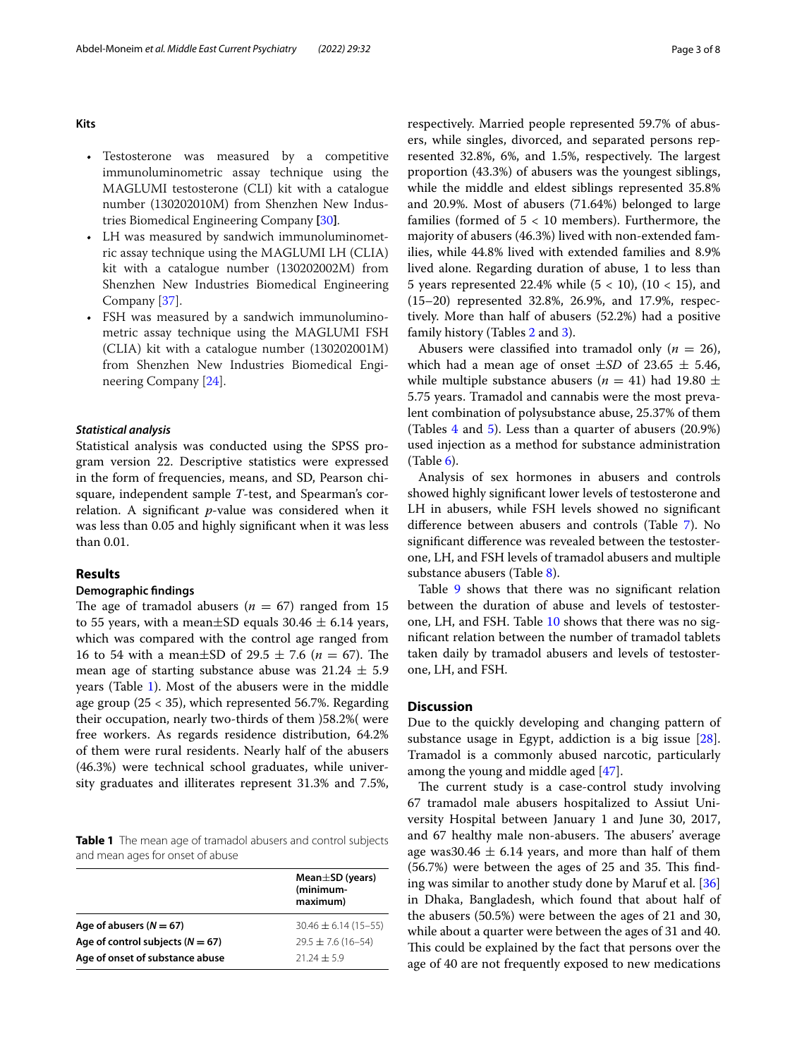### Kits

- Testosterone was measured by a competitive immunoluminometric assay technique using the MAGLUMI testosterone (CLI) kit with a catalogue number (130202010M) from Shenzhen New Industries Biomedical Engineering Company [30].
- LH was measured by sandwich immunoluminometric assay technique using the MAGLUMI LH (CLIA) kit with a catalogue number (130202002M) from Shenzhen New Industries Biomedical Engineering Company [37].
- FSH was measured by a sandwich immunoluminometric assay technique using the MAGLUMI FSH (CLIA) kit with a catalogue number (130202001M) from Shenzhen New Industries Biomedical Engineering Company [24].

#### Statistical analysis

Statistical analysis was conducted using the SPSS program version 22. Descriptive statistics were expressed in the form of frequencies, means, and SD, Pearson chi-square, independent sample *T*-test, and Spearman's correlation. A significant *p*-value was considered when it was less than 0.05 and highly significant when it was less than 0.01.

## Results

### Demographic findings

The age of tramadol abusers ($n$ = 67) ranged from 15 to 55 years, with a mean±SD equals 30.46 ± 6.14 years, which was compared with the control age ranged from 16 to 54 with a mean±SD of 29.5 ± 7.6 ($n$ = 67). The mean age of starting substance abuse was 21.24 ± 5.9 years (Table 1). Most of the abusers were in the middle age group (25 < 35), which represented 56.7%. Regarding their occupation, nearly two-thirds of them )58.2%( were free workers. As regards residence distribution, 64.2% of them were rural residents. Nearly half of the abusers (46.3%) were technical school graduates, while university graduates and illiterates represent 31.3% and 7.5%, respectively. Married people represented 59.7% of abusers, while singles, divorced, and separated persons represented 32.8%, 6%, and 1.5%, respectively. The largest proportion (43.3%) of abusers was the youngest siblings, while the middle and eldest siblings represented 35.8% and 20.9%. Most of abusers (71.64%) belonged to large families (formed of 5 < 10 members). Furthermore, the majority of abusers (46.3%) lived with non-extended families, while 44.8% lived with extended families and 8.9% lived alone. Regarding duration of abuse, 1 to less than 5 years represented 22.4% while (5 < 10), (10 < 15), and (15–20) represented 32.8%, 26.9%, and 17.9%, respectively. More than half of abusers (52.2%) had a positive family history (Tables 2 and 3).

**Table 1** The mean age of tramadol abusers and control subjects and mean ages for onset of abuse

| | Mean±SD (years) (minimum-maximum) |
|---|---|
| **Age of abusers (*N* = 67)** | 30.46 ± 6.14 (15–55) |
| **Age of control subjects (*N* = 67)** | 29.5 ± 7.6 (16–54) |
| **Age of onset of substance abuse** | 21.24 ± 5.9 |

Abusers were classified into tramadol only ($n$ = 26), which had a mean age of onset ±*SD* of 23.65 ± 5.46, while multiple substance abusers ($n$ = 41) had 19.80 ± 5.75 years. Tramadol and cannabis were the most prevalent combination of polysubstance abuse, 25.37% of them (Tables 4 and 5). Less than a quarter of abusers (20.9%) used injection as a method for substance administration (Table 6).

Analysis of sex hormones in abusers and controls showed highly significant lower levels of testosterone and LH in abusers, while FSH levels showed no significant difference between abusers and controls (Table 7). No significant difference was revealed between the testosterone, LH, and FSH levels of tramadol abusers and multiple substance abusers (Table 8).

Table 9 shows that there was no significant relation between the duration of abuse and levels of testosterone, LH, and FSH. Table 10 shows that there was no significant relation between the number of tramadol tablets taken daily by tramadol abusers and levels of testosterone, LH, and FSH.

## Discussion

Due to the quickly developing and changing pattern of substance usage in Egypt, addiction is a big issue [28]. Tramadol is a commonly abused narcotic, particularly among the young and middle aged [47].

The current study is a case-control study involving 67 tramadol male abusers hospitalized to Assiut University Hospital between January 1 and June 30, 2017, and 67 healthy male non-abusers. The abusers' average age was30.46 ± 6.14 years, and more than half of them (56.7%) were between the ages of 25 and 35. This finding was similar to another study done by Maruf et al. [36] in Dhaka, Bangladesh, which found that about half of the abusers (50.5%) were between the ages of 21 and 30, while about a quarter were between the ages of 31 and 40. This could be explained by the fact that persons over the age of 40 are not frequently exposed to new medications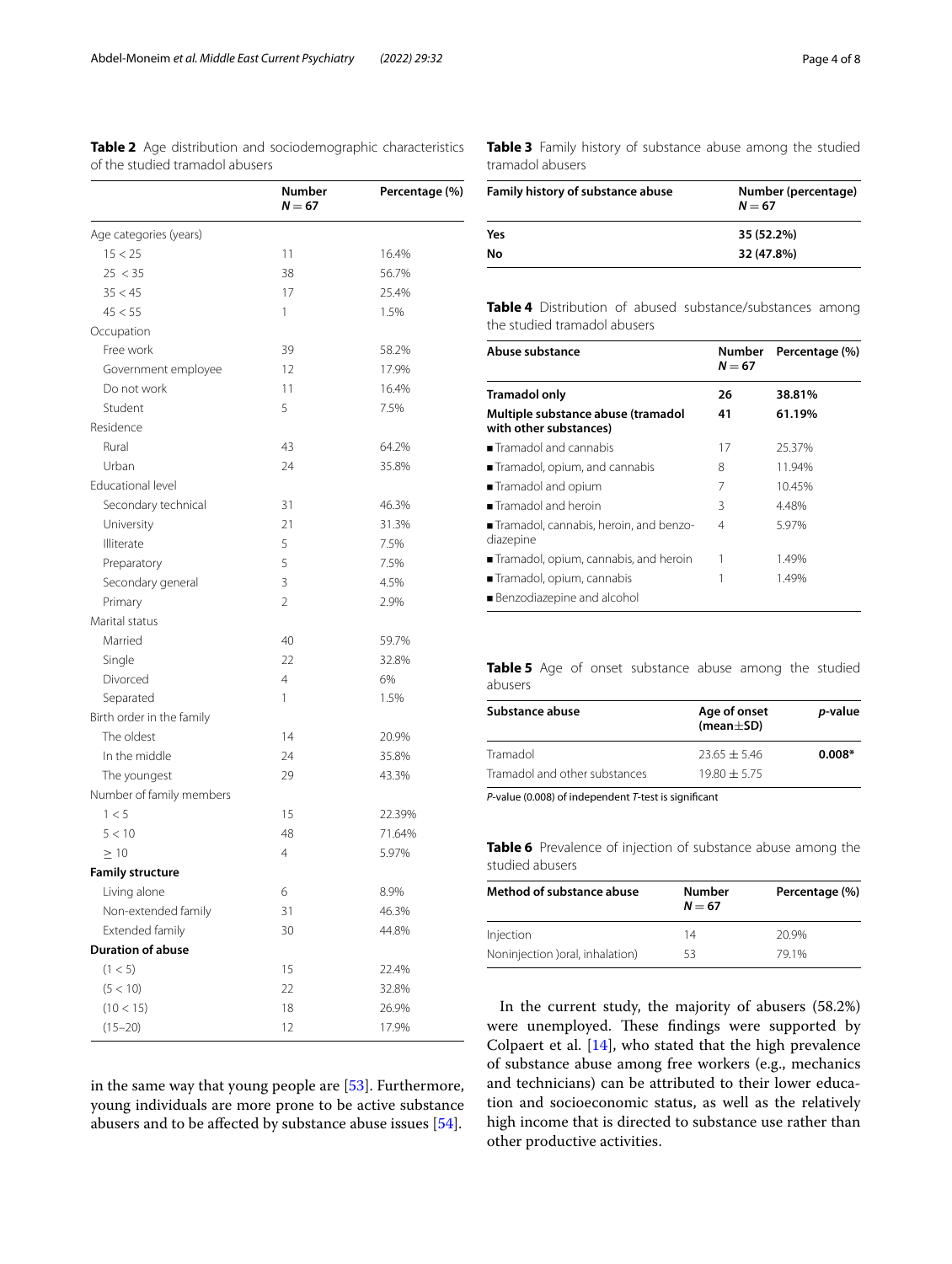**Table 2** Age distribution and sociodemographic characteristics of the studied tramadol abusers

| | Number $N = 67$ | Percentage (%) |
|---|---|---|
| Age categories (years) | | |
| 15 < 25 | 11 | 16.4% |
| 25 < 35 | 38 | 56.7% |
| 35 < 45 | 17 | 25.4% |
| 45 < 55 | 1 | 1.5% |
| Occupation | | |
| Free work | 39 | 58.2% |
| Government employee | 12 | 17.9% |
| Do not work | 11 | 16.4% |
| Student | 5 | 7.5% |
| Residence | | |
| Rural | 43 | 64.2% |
| Urban | 24 | 35.8% |
| Educational level | | |
| Secondary technical | 31 | 46.3% |
| University | 21 | 31.3% |
| Illiterate | 5 | 7.5% |
| Preparatory | 5 | 7.5% |
| Secondary general | 3 | 4.5% |
| Primary | 2 | 2.9% |
| Marital status | | |
| Married | 40 | 59.7% |
| Single | 22 | 32.8% |
| Divorced | 4 | 6% |
| Separated | 1 | 1.5% |
| Birth order in the family | | |
| The oldest | 14 | 20.9% |
| In the middle | 24 | 35.8% |
| The youngest | 29 | 43.3% |
| Number of family members | | |
| 1 < 5 | 15 | 22.39% |
| 5 < 10 | 48 | 71.64% |
| ≥ 10 | 4 | 5.97% |
| **Family structure** | | |
| Living alone | 6 | 8.9% |
| Non-extended family | 31 | 46.3% |
| Extended family | 30 | 44.8% |
| **Duration of abuse** | | |
| (1 < 5) | 15 | 22.4% |
| (5 < 10) | 22 | 32.8% |
| (10 < 15) | 18 | 26.9% |
| (15–20) | 12 | 17.9% |

in the same way that young people are [53]. Furthermore, young individuals are more prone to be active substance abusers and to be affected by substance abuse issues [54].

**Table 3** Family history of substance abuse among the studied tramadol abusers

| Family history of substance abuse | Number (percentage) $N = 67$ |
|---|---|
| **Yes** | **35 (52.2%)** |
| **No** | **32 (47.8%)** |

**Table 4** Distribution of abused substance/substances among the studied tramadol abusers

| Abuse substance | Number $N = 67$ | Percentage (%) |
|---|---|---|
| **Tramadol only** | **26** | **38.81%** |
| **Multiple substance abuse (tramadol with other substances)** | **41** | **61.19%** |
| ■ Tramadol and cannabis | 17 | 25.37% |
| ■ Tramadol, opium, and cannabis | 8 | 11.94% |
| ■ Tramadol and opium | 7 | 10.45% |
| ■ Tramadol and heroin | 3 | 4.48% |
| ■ Tramadol, cannabis, heroin, and benzodiazepine | 4 | 5.97% |
| ■ Tramadol, opium, cannabis, and heroin | 1 | 1.49% |
| ■ Tramadol, opium, cannabis | 1 | 1.49% |
| ■ Benzodiazepine and alcohol | | |

**Table 5** Age of onset substance abuse among the studied abusers

| Substance abuse | Age of onset (mean±SD) | *p*-value |
|---|---|---|
| Tramadol | 23.65 ± 5.46 | **0.008*** |
| Tramadol and other substances | 19.80 ± 5.75 | |

*P*-value (0.008) of independent *T*-test is significant

**Table 6** Prevalence of injection of substance abuse among the studied abusers

| Method of substance abuse | Number $N = 67$ | Percentage (%) |
|---|---|---|
| Injection | 14 | 20.9% |
| Noninjection )oral, inhalation) | 53 | 79.1% |

In the current study, the majority of abusers (58.2%) were unemployed. These findings were supported by Colpaert et al. [14], who stated that the high prevalence of substance abuse among free workers (e.g., mechanics and technicians) can be attributed to their lower education and socioeconomic status, as well as the relatively high income that is directed to substance use rather than other productive activities.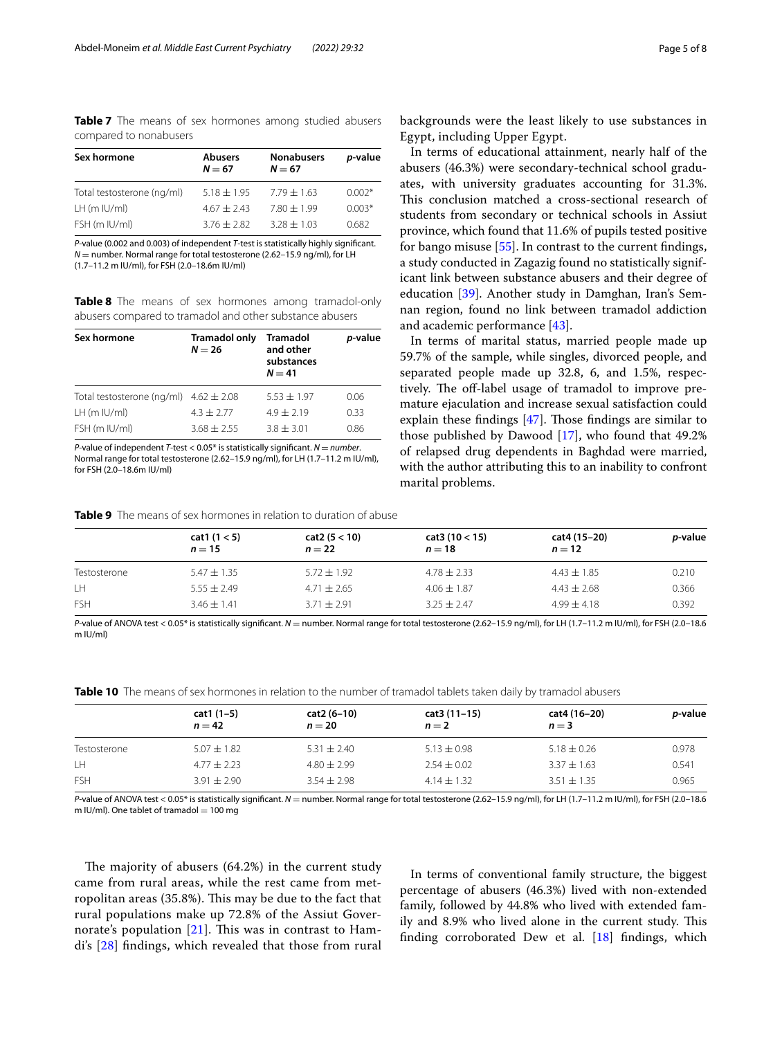**Table 7** The means of sex hormones among studied abusers compared to nonabusers

| Sex hormone | Abusers $N = 67$ | Nonabusers $N = 67$ | *p*-value |
|---|---|---|---|
| Total testosterone (ng/ml) | 5.18 ± 1.95 | 7.79 ± 1.63 | 0.002* |
| LH (m IU/ml) | 4.67 ± 2.43 | 7.80 ± 1.99 | 0.003* |
| FSH (m IU/ml) | 3.76 ± 2.82 | 3.28 ± 1.03 | 0.682 |

*P*-value (0.002 and 0.003) of independent *T*-test is statistically highly significant. *N* = number. Normal range for total testosterone (2.62–15.9 ng/ml), for LH (1.7–11.2 m IU/ml), for FSH (2.0–18.6m IU/ml)

**Table 8** The means of sex hormones among tramadol-only abusers compared to tramadol and other substance abusers

| Sex hormone | Tramadol only $N = 26$ | Tramadol and other substances $N = 41$ | *p*-value |
|---|---|---|---|
| Total testosterone (ng/ml) | 4.62 ± 2.08 | 5.53 ± 1.97 | 0.06 |
| LH (m IU/ml) | 4.3 ± 2.77 | 4.9 ± 2.19 | 0.33 |
| FSH (m IU/ml) | 3.68 ± 2.55 | 3.8 ± 3.01 | 0.86 |

*P*-value of independent *T*-test < 0.05* is statistically significant. *N* = *number*. Normal range for total testosterone (2.62–15.9 ng/ml), for LH (1.7–11.2 m IU/ml), for FSH (2.0–18.6m IU/ml)

**Table 9** The means of sex hormones in relation to duration of abuse

| | cat1 (1 < 5) $n = 15$ | cat2 (5 < 10) $n = 22$ | cat3 (10 < 15) $n = 18$ | cat4 (15–20) $n = 12$ | *p*-value |
|---|---|---|---|---|---|
| Testosterone | 5.47 ± 1.35 | 5.72 ± 1.92 | 4.78 ± 2.33 | 4.43 ± 1.85 | 0.210 |
| LH | 5.55 ± 2.49 | 4.71 ± 2.65 | 4.06 ± 1.87 | 4.43 ± 2.68 | 0.366 |
| FSH | 3.46 ± 1.41 | 3.71 ± 2.91 | 3.25 ± 2.47 | 4.99 ± 4.18 | 0.392 |

*P*-value of ANOVA test < 0.05* is statistically significant. *N* = number. Normal range for total testosterone (2.62–15.9 ng/ml), for LH (1.7–11.2 m IU/ml), for FSH (2.0–18.6 m IU/ml)

**Table 10** The means of sex hormones in relation to the number of tramadol tablets taken daily by tramadol abusers

| | cat1 (1–5) $n = 42$ | cat2 (6–10) $n = 20$ | cat3 (11–15) $n = 2$ | cat4 (16–20) $n = 3$ | *p*-value |
|---|---|---|---|---|---|
| Testosterone | 5.07 ± 1.82 | 5.31 ± 2.40 | 5.13 ± 0.98 | 5.18 ± 0.26 | 0.978 |
| LH | 4.77 ± 2.23 | 4.80 ± 2.99 | 2.54 ± 0.02 | 3.37 ± 1.63 | 0.541 |
| FSH | 3.91 ± 2.90 | 3.54 ± 2.98 | 4.14 ± 1.32 | 3.51 ± 1.35 | 0.965 |

*P*-value of ANOVA test < 0.05* is statistically significant. *N* = number. Normal range for total testosterone (2.62–15.9 ng/ml), for LH (1.7–11.2 m IU/ml), for FSH (2.0–18.6 m IU/ml). One tablet of tramadol = 100 mg

The majority of abusers (64.2%) in the current study came from rural areas, while the rest came from metropolitan areas (35.8%). This may be due to the fact that rural populations make up 72.8% of the Assiut Governorate's population [21]. This was in contrast to Hamdi's [28] findings, which revealed that those from rural backgrounds were the least likely to use substances in Egypt, including Upper Egypt.

In terms of educational attainment, nearly half of the abusers (46.3%) were secondary-technical school graduates, with university graduates accounting for 31.3%. This conclusion matched a cross-sectional research of students from secondary or technical schools in Assiut province, which found that 11.6% of pupils tested positive for bango misuse [55]. In contrast to the current findings, a study conducted in Zagazig found no statistically significant link between substance abusers and their degree of education [39]. Another study in Damghan, Iran's Semnan region, found no link between tramadol addiction and academic performance [43].

In terms of marital status, married people made up 59.7% of the sample, while singles, divorced people, and separated people made up 32.8, 6, and 1.5%, respectively. The off-label usage of tramadol to improve premature ejaculation and increase sexual satisfaction could explain these findings [47]. Those findings are similar to those published by Dawood [17], who found that 49.2% of relapsed drug dependents in Baghdad were married, with the author attributing this to an inability to confront marital problems.

In terms of conventional family structure, the biggest percentage of abusers (46.3%) lived with non-extended family, followed by 44.8% who lived with extended family and 8.9% who lived alone in the current study. This finding corroborated Dew et al. [18] findings, which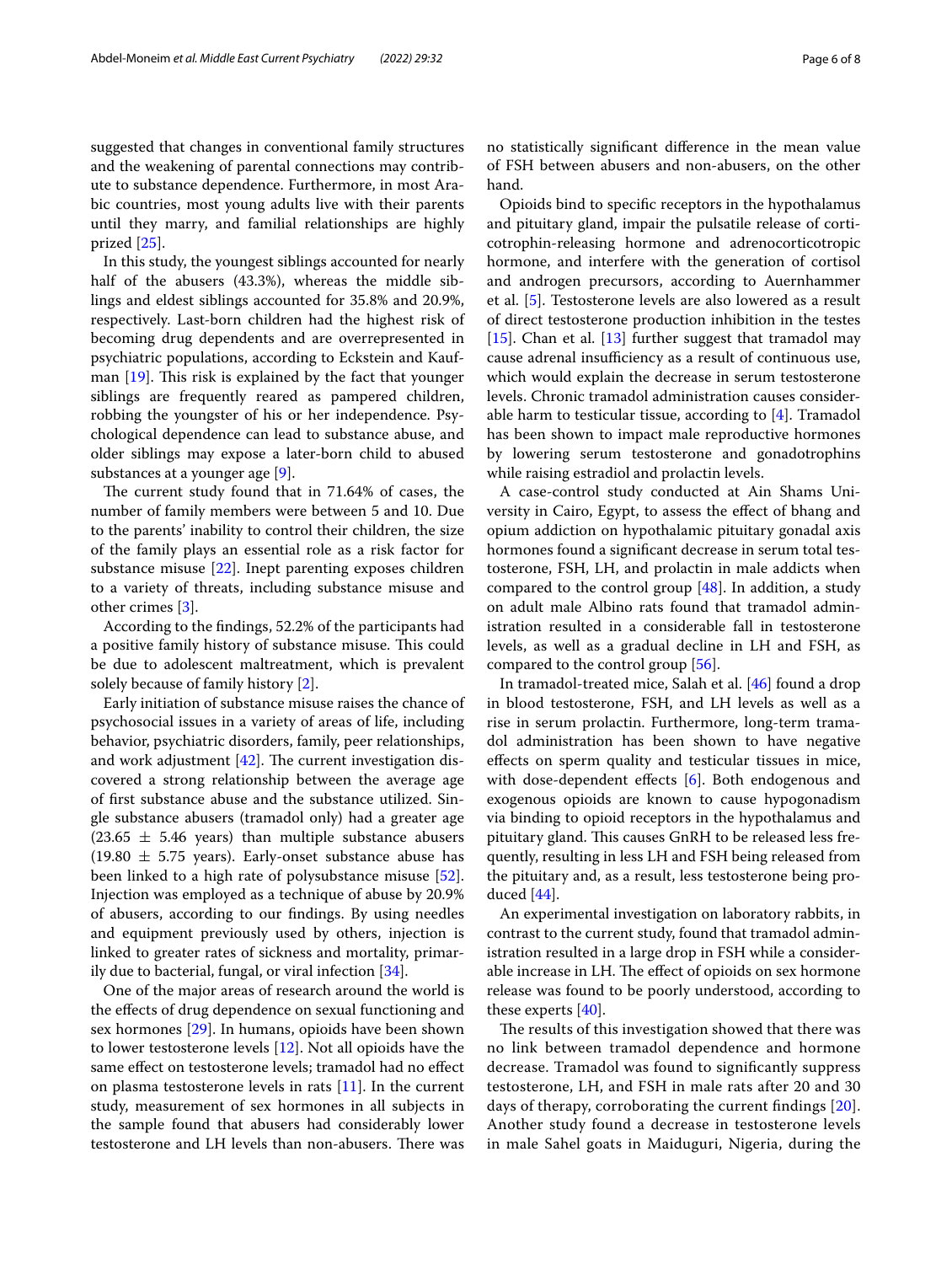suggested that changes in conventional family structures and the weakening of parental connections may contribute to substance dependence. Furthermore, in most Arabic countries, most young adults live with their parents until they marry, and familial relationships are highly prized [25].

In this study, the youngest siblings accounted for nearly half of the abusers (43.3%), whereas the middle siblings and eldest siblings accounted for 35.8% and 20.9%, respectively. Last-born children had the highest risk of becoming drug dependents and are overrepresented in psychiatric populations, according to Eckstein and Kaufman [19]. This risk is explained by the fact that younger siblings are frequently reared as pampered children, robbing the youngster of his or her independence. Psychological dependence can lead to substance abuse, and older siblings may expose a later-born child to abused substances at a younger age [9].

The current study found that in 71.64% of cases, the number of family members were between 5 and 10. Due to the parents' inability to control their children, the size of the family plays an essential role as a risk factor for substance misuse [22]. Inept parenting exposes children to a variety of threats, including substance misuse and other crimes [3].

According to the findings, 52.2% of the participants had a positive family history of substance misuse. This could be due to adolescent maltreatment, which is prevalent solely because of family history [2].

Early initiation of substance misuse raises the chance of psychosocial issues in a variety of areas of life, including behavior, psychiatric disorders, family, peer relationships, and work adjustment [42]. The current investigation discovered a strong relationship between the average age of first substance abuse and the substance utilized. Single substance abusers (tramadol only) had a greater age ($23.65 \pm 5.46$ years) than multiple substance abusers ($19.80 \pm 5.75$ years). Early-onset substance abuse has been linked to a high rate of polysubstance misuse [52]. Injection was employed as a technique of abuse by 20.9% of abusers, according to our findings. By using needles and equipment previously used by others, injection is linked to greater rates of sickness and mortality, primarily due to bacterial, fungal, or viral infection [34].

One of the major areas of research around the world is the effects of drug dependence on sexual functioning and sex hormones [29]. In humans, opioids have been shown to lower testosterone levels [12]. Not all opioids have the same effect on testosterone levels; tramadol had no effect on plasma testosterone levels in rats [11]. In the current study, measurement of sex hormones in all subjects in the sample found that abusers had considerably lower testosterone and LH levels than non-abusers. There was no statistically significant difference in the mean value of FSH between abusers and non-abusers, on the other hand.

Opioids bind to specific receptors in the hypothalamus and pituitary gland, impair the pulsatile release of corticotrophin-releasing hormone and adrenocorticotropic hormone, and interfere with the generation of cortisol and androgen precursors, according to Auernhammer et al. [5]. Testosterone levels are also lowered as a result of direct testosterone production inhibition in the testes [15]. Chan et al. [13] further suggest that tramadol may cause adrenal insufficiency as a result of continuous use, which would explain the decrease in serum testosterone levels. Chronic tramadol administration causes considerable harm to testicular tissue, according to [4]. Tramadol has been shown to impact male reproductive hormones by lowering serum testosterone and gonadotrophins while raising estradiol and prolactin levels.

A case-control study conducted at Ain Shams University in Cairo, Egypt, to assess the effect of bhang and opium addiction on hypothalamic pituitary gonadal axis hormones found a significant decrease in serum total testosterone, FSH, LH, and prolactin in male addicts when compared to the control group [48]. In addition, a study on adult male Albino rats found that tramadol administration resulted in a considerable fall in testosterone levels, as well as a gradual decline in LH and FSH, as compared to the control group [56].

In tramadol-treated mice, Salah et al. [46] found a drop in blood testosterone, FSH, and LH levels as well as a rise in serum prolactin. Furthermore, long-term tramadol administration has been shown to have negative effects on sperm quality and testicular tissues in mice, with dose-dependent effects [6]. Both endogenous and exogenous opioids are known to cause hypogonadism via binding to opioid receptors in the hypothalamus and pituitary gland. This causes GnRH to be released less frequently, resulting in less LH and FSH being released from the pituitary and, as a result, less testosterone being produced [44].

An experimental investigation on laboratory rabbits, in contrast to the current study, found that tramadol administration resulted in a large drop in FSH while a considerable increase in LH. The effect of opioids on sex hormone release was found to be poorly understood, according to these experts [40].

The results of this investigation showed that there was no link between tramadol dependence and hormone decrease. Tramadol was found to significantly suppress testosterone, LH, and FSH in male rats after 20 and 30 days of therapy, corroborating the current findings [20]. Another study found a decrease in testosterone levels in male Sahel goats in Maiduguri, Nigeria, during the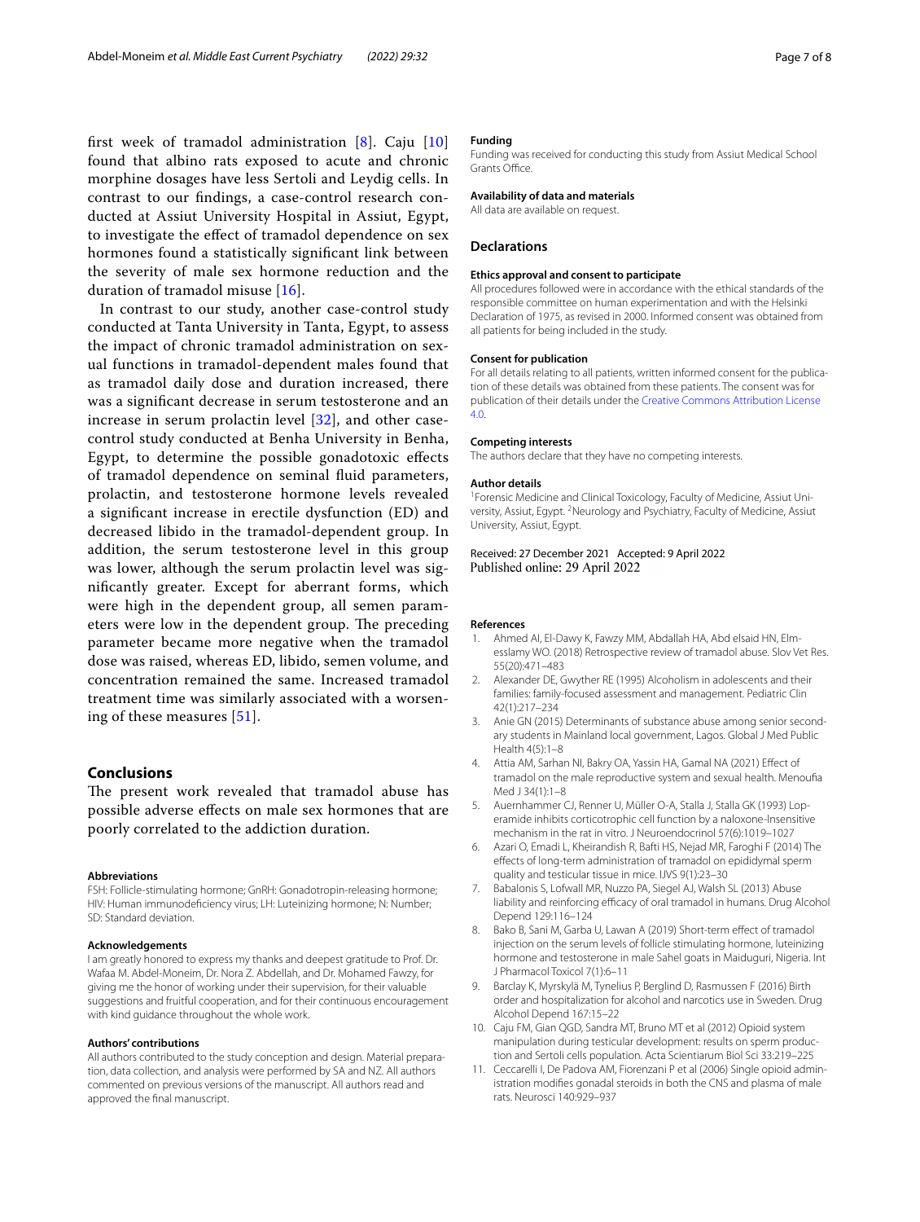first week of tramadol administration [8]. Caju [10] found that albino rats exposed to acute and chronic morphine dosages have less Sertoli and Leydig cells. In contrast to our findings, a case-control research conducted at Assiut University Hospital in Assiut, Egypt, to investigate the effect of tramadol dependence on sex hormones found a statistically significant link between the severity of male sex hormone reduction and the duration of tramadol misuse [16].

In contrast to our study, another case-control study conducted at Tanta University in Tanta, Egypt, to assess the impact of chronic tramadol administration on sexual functions in tramadol-dependent males found that as tramadol daily dose and duration increased, there was a significant decrease in serum testosterone and an increase in serum prolactin level [32], and other case-control study conducted at Benha University in Benha, Egypt, to determine the possible gonadotoxic effects of tramadol dependence on seminal fluid parameters, prolactin, and testosterone hormone levels revealed a significant increase in erectile dysfunction (ED) and decreased libido in the tramadol-dependent group. In addition, the serum testosterone level in this group was lower, although the serum prolactin level was significantly greater. Except for aberrant forms, which were high in the dependent group, all semen parameters were low in the dependent group. The preceding parameter became more negative when the tramadol dose was raised, whereas ED, libido, semen volume, and concentration remained the same. Increased tramadol treatment time was similarly associated with a worsening of these measures [51].

## Conclusions

The present work revealed that tramadol abuse has possible adverse effects on male sex hormones that are poorly correlated to the addiction duration.

#### Abbreviations

FSH: Follicle-stimulating hormone; GnRH: Gonadotropin-releasing hormone; HIV: Human immunodeficiency virus; LH: Luteinizing hormone; N: Number; SD: Standard deviation.

#### Acknowledgements

I am greatly honored to express my thanks and deepest gratitude to Prof. Dr. Wafaa M. Abdel-Moneim, Dr. Nora Z. Abdellah, and Dr. Mohamed Fawzy, for giving me the honor of working under their supervision, for their valuable suggestions and fruitful cooperation, and for their continuous encouragement with kind guidance throughout the whole work.

#### Authors' contributions

All authors contributed to the study conception and design. Material preparation, data collection, and analysis were performed by SA and NZ. All authors commented on previous versions of the manuscript. All authors read and approved the final manuscript.

#### Funding

Funding was received for conducting this study from Assiut Medical School Grants Office.

#### Availability of data and materials

All data are available on request.

### Declarations

#### Ethics approval and consent to participate

All procedures followed were in accordance with the ethical standards of the responsible committee on human experimentation and with the Helsinki Declaration of 1975, as revised in 2000. Informed consent was obtained from all patients for being included in the study.

#### Consent for publication

For all details relating to all patients, written informed consent for the publication of these details was obtained from these patients. The consent was for publication of their details under the Creative Commons Attribution License 4.0.

#### Competing interests

The authors declare that they have no competing interests.

#### Author details

[1]Forensic Medicine and Clinical Toxicology, Faculty of Medicine, Assiut University, Assiut, Egypt. [2]Neurology and Psychiatry, Faculty of Medicine, Assiut University, Assiut, Egypt.

Received: 27 December 2021 Accepted: 9 April 2022
Published online: 29 April 2022

#### References

1. Ahmed AI, El-Dawy K, Fawzy MM, Abdallah HA, Abd elsaid HN, Elmesslamy WO. (2018) Retrospective review of tramadol abuse. Slov Vet Res. 55(20):471–483
2. Alexander DE, Gwyther RE (1995) Alcoholism in adolescents and their families: family-focused assessment and management. Pediatric Clin 42(1):217–234
3. Anie GN (2015) Determinants of substance abuse among senior secondary students in Mainland local government, Lagos. Global J Med Public Health 4(5):1–8
4. Attia AM, Sarhan NI, Bakry OA, Yassin HA, Gamal NA (2021) Effect of tramadol on the male reproductive system and sexual health. Menoufia Med J 34(1):1–8
5. Auernhammer CJ, Renner U, Müller O-A, Stalla J, Stalla GK (1993) Loperamide inhibits corticotrophic cell function by a naloxone-Insensitive mechanism in the rat in vitro. J Neuroendocrinol 57(6):1019–1027
6. Azari O, Emadi L, Kheirandish R, Bafti HS, Nejad MR, Faroghi F (2014) The effects of long-term administration of tramadol on epididymal sperm quality and testicular tissue in mice. IJVS 9(1):23–30
7. Babalonis S, Lofwall MR, Nuzzo PA, Siegel AJ, Walsh SL (2013) Abuse liability and reinforcing efficacy of oral tramadol in humans. Drug Alcohol Depend 129:116–124
8. Bako B, Sani M, Garba U, Lawan A (2019) Short-term effect of tramadol injection on the serum levels of follicle stimulating hormone, luteinizing hormone and testosterone in male Sahel goats in Maiduguri, Nigeria. Int J Pharmacol Toxicol 7(1):6–11
9. Barclay K, Myrskylä M, Tynelius P, Berglind D, Rasmussen F (2016) Birth order and hospitalization for alcohol and narcotics use in Sweden. Drug Alcohol Depend 167:15–22
10. Caju FM, Gian QGD, Sandra MT, Bruno MT et al (2012) Opioid system manipulation during testicular development: results on sperm production and Sertoli cells population. Acta Scientiarum Biol Sci 33:219–225
11. Ceccarelli I, De Padova AM, Fiorenzani P et al (2006) Single opioid administration modifies gonadal steroids in both the CNS and plasma of male rats. Neurosci 140:929–937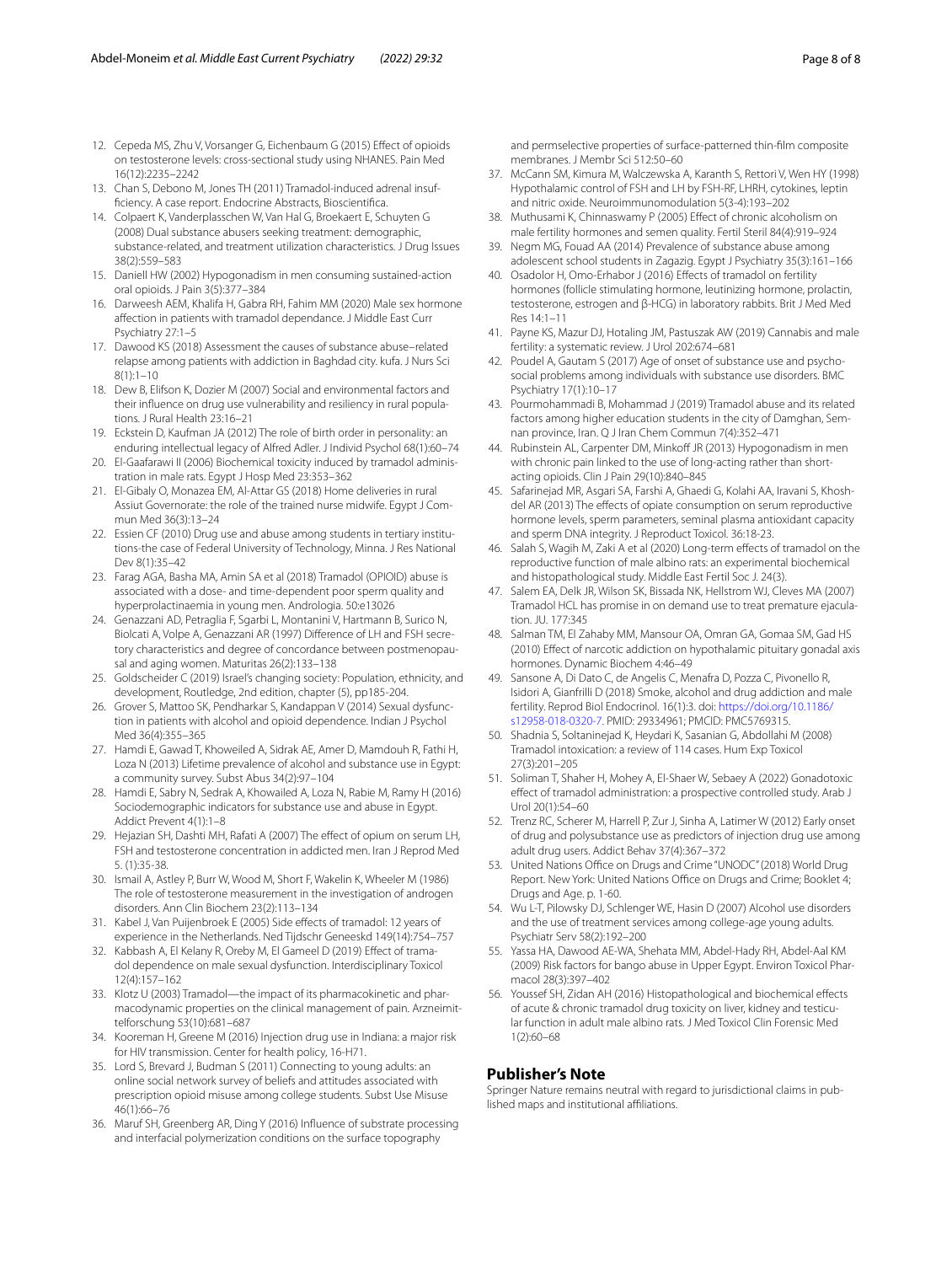12. Cepeda MS, Zhu V, Vorsanger G, Eichenbaum G (2015) Effect of opioids on testosterone levels: cross-sectional study using NHANES. Pain Med 16(12):2235–2242
13. Chan S, Debono M, Jones TH (2011) Tramadol-induced adrenal insufficiency. A case report. Endocrine Abstracts, Bioscientifica.
14. Colpaert K, Vanderplasschen W, Van Hal G, Broekaert E, Schuyten G (2008) Dual substance abusers seeking treatment: demographic, substance-related, and treatment utilization characteristics. J Drug Issues 38(2):559–583
15. Daniell HW (2002) Hypogonadism in men consuming sustained-action oral opioids. J Pain 3(5):377–384
16. Darweesh AEM, Khalifa H, Gabra RH, Fahim MM (2020) Male sex hormone affection in patients with tramadol dependance. J Middle East Curr Psychiatry 27:1–5
17. Dawood KS (2018) Assessment the causes of substance abuse–related relapse among patients with addiction in Baghdad city. kufa. J Nurs Sci 8(1):1–10
18. Dew B, Elifson K, Dozier M (2007) Social and environmental factors and their influence on drug use vulnerability and resiliency in rural populations. J Rural Health 23:16–21
19. Eckstein D, Kaufman JA (2012) The role of birth order in personality: an enduring intellectual legacy of Alfred Adler. J Individ Psychol 68(1):60–74
20. El-Gaafarawi II (2006) Biochemical toxicity induced by tramadol administration in male rats. Egypt J Hosp Med 23:353–362
21. El-Gibaly O, Monazea EM, Al-Attar GS (2018) Home deliveries in rural Assiut Governorate: the role of the trained nurse midwife. Egypt J Commun Med 36(3):13–24
22. Essien CF (2010) Drug use and abuse among students in tertiary institutions-the case of Federal University of Technology, Minna. J Res National Dev 8(1):35–42
23. Farag AGA, Basha MA, Amin SA et al (2018) Tramadol (OPIOID) abuse is associated with a dose- and time-dependent poor sperm quality and hyperprolactinaemia in young men. Andrologia. 50:e13026
24. Genazzani AD, Petraglia F, Sgarbi L, Montanini V, Hartmann B, Surico N, Biolcati A, Volpe A, Genazzani AR (1997) Difference of LH and FSH secretory characteristics and degree of concordance between postmenopausal and aging women. Maturitas 26(2):133–138
25. Goldscheider C (2019) Israel's changing society: Population, ethnicity, and development, Routledge, 2nd edition, chapter (5), pp185-204.
26. Grover S, Mattoo SK, Pendharkar S, Kandappan V (2014) Sexual dysfunction in patients with alcohol and opioid dependence. Indian J Psychol Med 36(4):355–365
27. Hamdi E, Gawad T, Khoweiled A, Sidrak AE, Amer D, Mamdouh R, Fathi H, Loza N (2013) Lifetime prevalence of alcohol and substance use in Egypt: a community survey. Subst Abus 34(2):97–104
28. Hamdi E, Sabry N, Sedrak A, Khowailed A, Loza N, Rabie M, Ramy H (2016) Sociodemographic indicators for substance use and abuse in Egypt. Addict Prevent 4(1):1–8
29. Hejazian SH, Dashti MH, Rafati A (2007) The effect of opium on serum LH, FSH and testosterone concentration in addicted men. Iran J Reprod Med 5. (1):35-38.
30. Ismail A, Astley P, Burr W, Wood M, Short F, Wakelin K, Wheeler M (1986) The role of testosterone measurement in the investigation of androgen disorders. Ann Clin Biochem 23(2):113–134
31. Kabel J, Van Puijenbroek E (2005) Side effects of tramadol: 12 years of experience in the Netherlands. Ned Tijdschr Geneeskd 149(14):754–757
32. Kabbash A, El Kelany R, Oreby M, El Gameel D (2019) Effect of tramadol dependence on male sexual dysfunction. Interdisciplinary Toxicol 12(4):157–162
33. Klotz U (2003) Tramadol—the impact of its pharmacokinetic and pharmacodynamic properties on the clinical management of pain. Arzneimittelforschung 53(10):681–687
34. Kooreman H, Greene M (2016) Injection drug use in Indiana: a major risk for HIV transmission. Center for health policy, 16-H71.
35. Lord S, Brevard J, Budman S (2011) Connecting to young adults: an online social network survey of beliefs and attitudes associated with prescription opioid misuse among college students. Subst Use Misuse 46(1):66–76
36. Maruf SH, Greenberg AR, Ding Y (2016) Influence of substrate processing and interfacial polymerization conditions on the surface topography and permselective properties of surface-patterned thin-film composite membranes. J Membr Sci 512:50–60
37. McCann SM, Kimura M, Walczewska A, Karanth S, Rettori V, Wen HY (1998) Hypothalamic control of FSH and LH by FSH-RF, LHRH, cytokines, leptin and nitric oxide. Neuroimmunomodulation 5(3-4):193–202
38. Muthusami K, Chinnaswamy P (2005) Effect of chronic alcoholism on male fertility hormones and semen quality. Fertil Steril 84(4):919–924
39. Negm MG, Fouad AA (2014) Prevalence of substance abuse among adolescent school students in Zagazig. Egypt J Psychiatry 35(3):161–166
40. Osadolor H, Omo-Erhabor J (2016) Effects of tramadol on fertility hormones (follicle stimulating hormone, leutinizing hormone, prolactin, testosterone, estrogen and β-HCG) in laboratory rabbits. Brit J Med Med Res 14:1–11
41. Payne KS, Mazur DJ, Hotaling JM, Pastuszak AW (2019) Cannabis and male fertility: a systematic review. J Urol 202:674–681
42. Poudel A, Gautam S (2017) Age of onset of substance use and psychosocial problems among individuals with substance use disorders. BMC Psychiatry 17(1):10–17
43. Pourmohammadi B, Mohammad J (2019) Tramadol abuse and its related factors among higher education students in the city of Damghan, Semnan province, Iran. Q J Iran Chem Commun 7(4):352–471
44. Rubinstein AL, Carpenter DM, Minkoff JR (2013) Hypogonadism in men with chronic pain linked to the use of long-acting rather than short-acting opioids. Clin J Pain 29(10):840–845
45. Safarinejad MR, Asgari SA, Farshi A, Ghaedi G, Kolahi AA, Iravani S, Khoshdel AR (2013) The effects of opiate consumption on serum reproductive hormone levels, sperm parameters, seminal plasma antioxidant capacity and sperm DNA integrity. J Reproduct Toxicol. 36:18-23.
46. Salah S, Wagih M, Zaki A et al (2020) Long-term effects of tramadol on the reproductive function of male albino rats: an experimental biochemical and histopathological study. Middle East Fertil Soc J. 24(3).
47. Salem EA, Delk JR, Wilson SK, Bissada NK, Hellstrom WJ, Cleves MA (2007) Tramadol HCL has promise in on demand use to treat premature ejaculation. JU. 177:345
48. Salman TM, El Zahaby MM, Mansour OA, Omran GA, Gomaa SM, Gad HS (2010) Effect of narcotic addiction on hypothalamic pituitary gonadal axis hormones. Dynamic Biochem 4:46–49
49. Sansone A, Di Dato C, de Angelis C, Menafra D, Pozza C, Pivonello R, Isidori A, Gianfrilli D (2018) Smoke, alcohol and drug addiction and male fertility. Reprod Biol Endocrinol. 16(1):3. doi: https://doi.org/10.1186/s12958-018-0320-7. PMID: 29334961; PMCID: PMC5769315.
50. Shadnia S, Soltaninejad K, Heydari K, Sasanian G, Abdollahi M (2008) Tramadol intoxication: a review of 114 cases. Hum Exp Toxicol 27(3):201–205
51. Soliman T, Shaher H, Mohey A, El-Shaer W, Sebaey A (2022) Gonadotoxic effect of tramadol administration: a prospective controlled study. Arab J Urol 20(1):54–60
52. Trenz RC, Scherer M, Harrell P, Zur J, Sinha A, Latimer W (2012) Early onset of drug and polysubstance use as predictors of injection drug use among adult drug users. Addict Behav 37(4):367–372
53. United Nations Office on Drugs and Crime "UNODC" (2018) World Drug Report. New York: United Nations Office on Drugs and Crime; Booklet 4; Drugs and Age. p. 1-60.
54. Wu L-T, Pilowsky DJ, Schlenger WE, Hasin D (2007) Alcohol use disorders and the use of treatment services among college-age young adults. Psychiatr Serv 58(2):192–200
55. Yassa HA, Dawood AE-WA, Shehata MM, Abdel-Hady RH, Abdel-Aal KM (2009) Risk factors for bango abuse in Upper Egypt. Environ Toxicol Pharmacol 28(3):397–402
56. Youssef SH, Zidan AH (2016) Histopathological and biochemical effects of acute & chronic tramadol drug toxicity on liver, kidney and testicular function in adult male albino rats. J Med Toxicol Clin Forensic Med 1(2):60–68

## Publisher's Note

Springer Nature remains neutral with regard to jurisdictional claims in published maps and institutional affiliations.